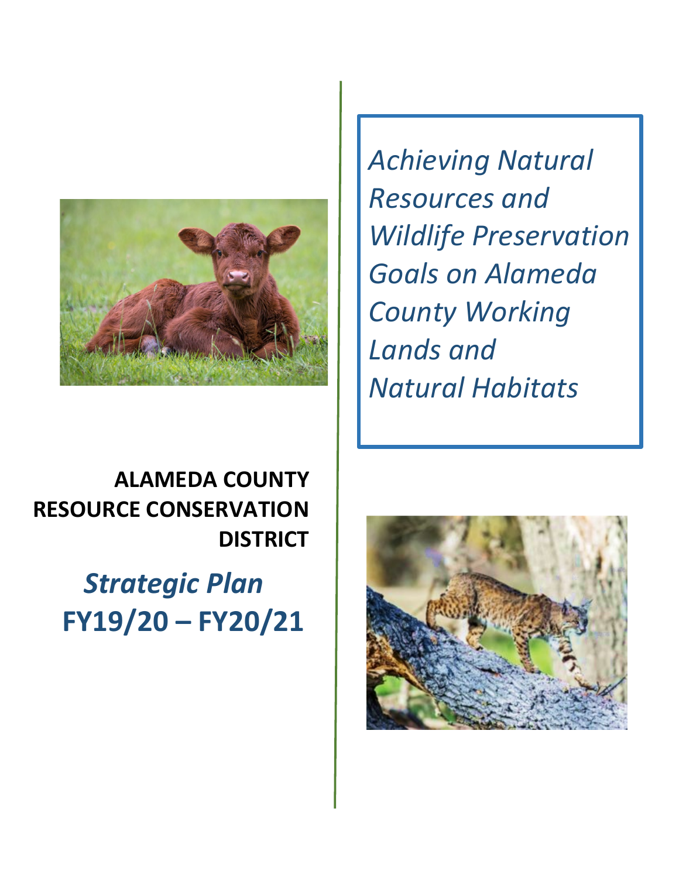*Achieving Natural Resources and Wildlife Preservation Goals on Alameda County Working Lands and Natural Habitats*

# ALAMEDA COUNTY RESOURCE CONSERVATION DISTRICT

## *Strategic Plan*

## FY19/20 – FY20/21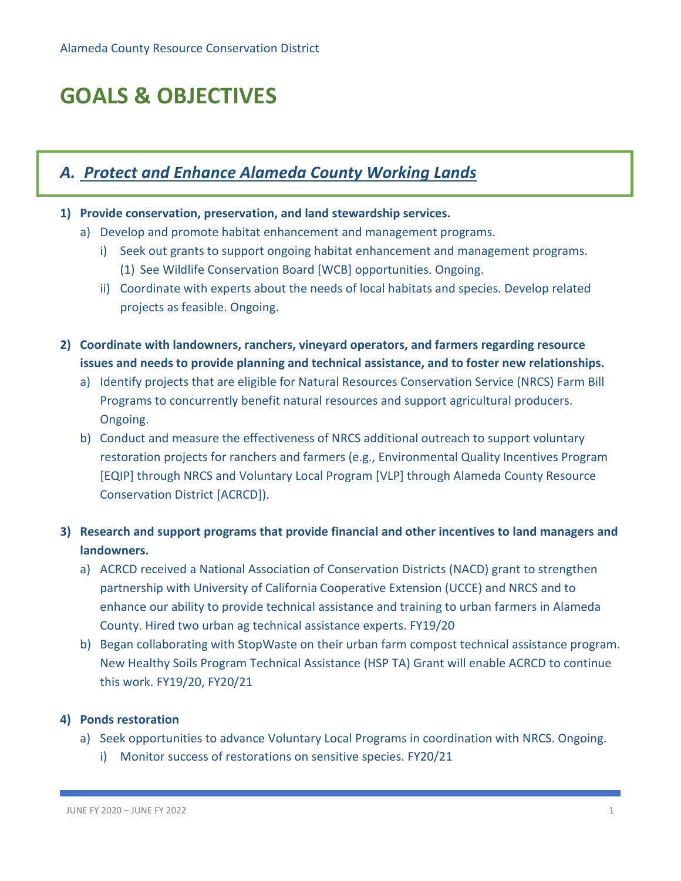Alameda County Resource Conservation District

# GOALS & OBJECTIVES

## *A. Protect and Enhance Alameda County Working Lands*

1) **Provide conservation, preservation, and land stewardship services.**
   a) Develop and promote habitat enhancement and management programs.
      i) Seek out grants to support ongoing habitat enhancement and management programs.
         (1) See Wildlife Conservation Board [WCB] opportunities. Ongoing.
      ii) Coordinate with experts about the needs of local habitats and species. Develop related projects as feasible. Ongoing.

2) **Coordinate with landowners, ranchers, vineyard operators, and farmers regarding resource issues and needs to provide planning and technical assistance, and to foster new relationships.**
   a) Identify projects that are eligible for Natural Resources Conservation Service (NRCS) Farm Bill Programs to concurrently benefit natural resources and support agricultural producers. Ongoing.
   b) Conduct and measure the effectiveness of NRCS additional outreach to support voluntary restoration projects for ranchers and farmers (e.g., Environmental Quality Incentives Program [EQIP] through NRCS and Voluntary Local Program [VLP] through Alameda County Resource Conservation District [ACRCD]).

3) **Research and support programs that provide financial and other incentives to land managers and landowners.**
   a) ACRCD received a National Association of Conservation Districts (NACD) grant to strengthen partnership with University of California Cooperative Extension (UCCE) and NRCS and to enhance our ability to provide technical assistance and training to urban farmers in Alameda County. Hired two urban ag technical assistance experts. FY19/20
   b) Began collaborating with StopWaste on their urban farm compost technical assistance program. New Healthy Soils Program Technical Assistance (HSP TA) Grant will enable ACRCD to continue this work. FY19/20, FY20/21

4) **Ponds restoration**
   a) Seek opportunities to advance Voluntary Local Programs in coordination with NRCS. Ongoing.
      i) Monitor success of restorations on sensitive species. FY20/21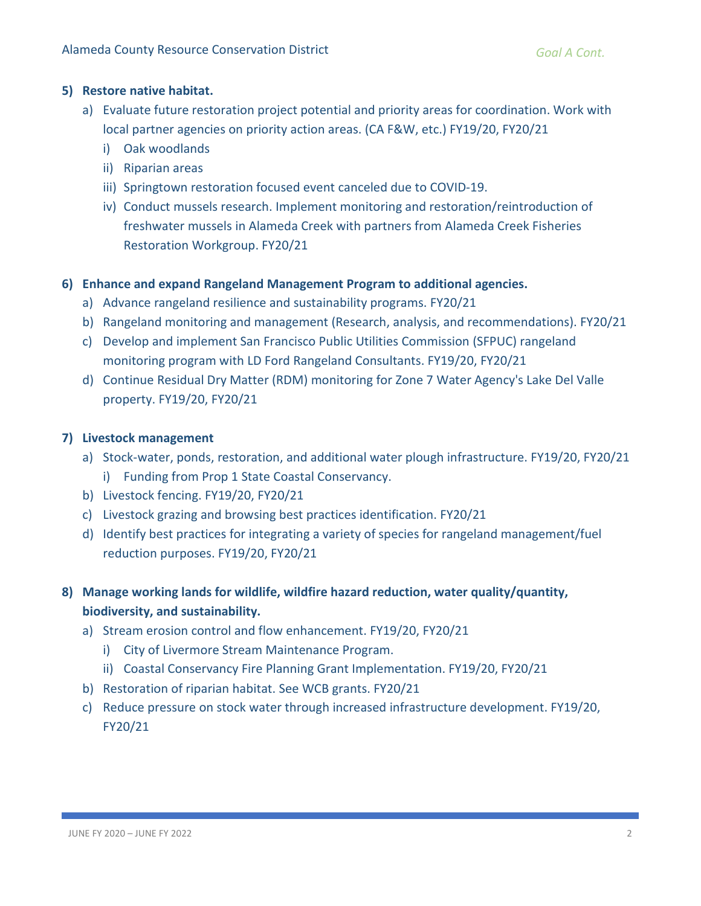5) **Restore native habitat.**
   a) Evaluate future restoration project potential and priority areas for coordination. Work with local partner agencies on priority action areas. (CA F&W, etc.) FY19/20, FY20/21
      i) Oak woodlands
      ii) Riparian areas
      iii) Springtown restoration focused event canceled due to COVID-19.
      iv) Conduct mussels research. Implement monitoring and restoration/reintroduction of freshwater mussels in Alameda Creek with partners from Alameda Creek Fisheries Restoration Workgroup. FY20/21

6) **Enhance and expand Rangeland Management Program to additional agencies.**
   a) Advance rangeland resilience and sustainability programs. FY20/21
   b) Rangeland monitoring and management (Research, analysis, and recommendations). FY20/21
   c) Develop and implement San Francisco Public Utilities Commission (SFPUC) rangeland monitoring program with LD Ford Rangeland Consultants. FY19/20, FY20/21
   d) Continue Residual Dry Matter (RDM) monitoring for Zone 7 Water Agency's Lake Del Valle property. FY19/20, FY20/21

7) **Livestock management**
   a) Stock-water, ponds, restoration, and additional water plough infrastructure. FY19/20, FY20/21
      i) Funding from Prop 1 State Coastal Conservancy.
   b) Livestock fencing. FY19/20, FY20/21
   c) Livestock grazing and browsing best practices identification. FY20/21
   d) Identify best practices for integrating a variety of species for rangeland management/fuel reduction purposes. FY19/20, FY20/21

8) **Manage working lands for wildlife, wildfire hazard reduction, water quality/quantity, biodiversity, and sustainability.**
   a) Stream erosion control and flow enhancement. FY19/20, FY20/21
      i) City of Livermore Stream Maintenance Program.
      ii) Coastal Conservancy Fire Planning Grant Implementation. FY19/20, FY20/21
   b) Restoration of riparian habitat. See WCB grants. FY20/21
   c) Reduce pressure on stock water through increased infrastructure development. FY19/20, FY20/21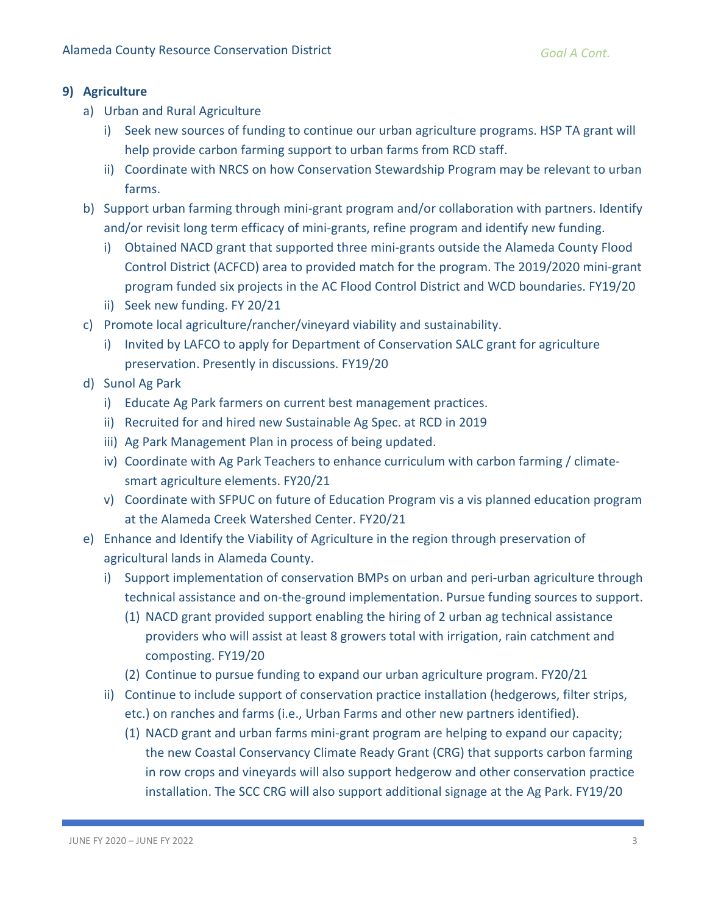*Goal A Cont.*

**9) Agriculture**

a) Urban and Rural Agriculture
   i) Seek new sources of funding to continue our urban agriculture programs. HSP TA grant will help provide carbon farming support to urban farms from RCD staff.
   ii) Coordinate with NRCS on how Conservation Stewardship Program may be relevant to urban farms.

b) Support urban farming through mini-grant program and/or collaboration with partners. Identify and/or revisit long term efficacy of mini-grants, refine program and identify new funding.
   i) Obtained NACD grant that supported three mini-grants outside the Alameda County Flood Control District (ACFCD) area to provided match for the program. The 2019/2020 mini-grant program funded six projects in the AC Flood Control District and WCD boundaries. FY19/20
   ii) Seek new funding. FY 20/21

c) Promote local agriculture/rancher/vineyard viability and sustainability.
   i) Invited by LAFCO to apply for Department of Conservation SALC grant for agriculture preservation. Presently in discussions. FY19/20

d) Sunol Ag Park
   i) Educate Ag Park farmers on current best management practices.
   ii) Recruited for and hired new Sustainable Ag Spec. at RCD in 2019
   iii) Ag Park Management Plan in process of being updated.
   iv) Coordinate with Ag Park Teachers to enhance curriculum with carbon farming / climate-smart agriculture elements. FY20/21
   v) Coordinate with SFPUC on future of Education Program vis a vis planned education program at the Alameda Creek Watershed Center. FY20/21

e) Enhance and Identify the Viability of Agriculture in the region through preservation of agricultural lands in Alameda County.
   i) Support implementation of conservation BMPs on urban and peri-urban agriculture through technical assistance and on-the-ground implementation. Pursue funding sources to support.
      (1) NACD grant provided support enabling the hiring of 2 urban ag technical assistance providers who will assist at least 8 growers total with irrigation, rain catchment and composting. FY19/20
      (2) Continue to pursue funding to expand our urban agriculture program. FY20/21
   ii) Continue to include support of conservation practice installation (hedgerows, filter strips, etc.) on ranches and farms (i.e., Urban Farms and other new partners identified).
      (1) NACD grant and urban farms mini-grant program are helping to expand our capacity; the new Coastal Conservancy Climate Ready Grant (CRG) that supports carbon farming in row crops and vineyards will also support hedgerow and other conservation practice installation. The SCC CRG will also support additional signage at the Ag Park. FY19/20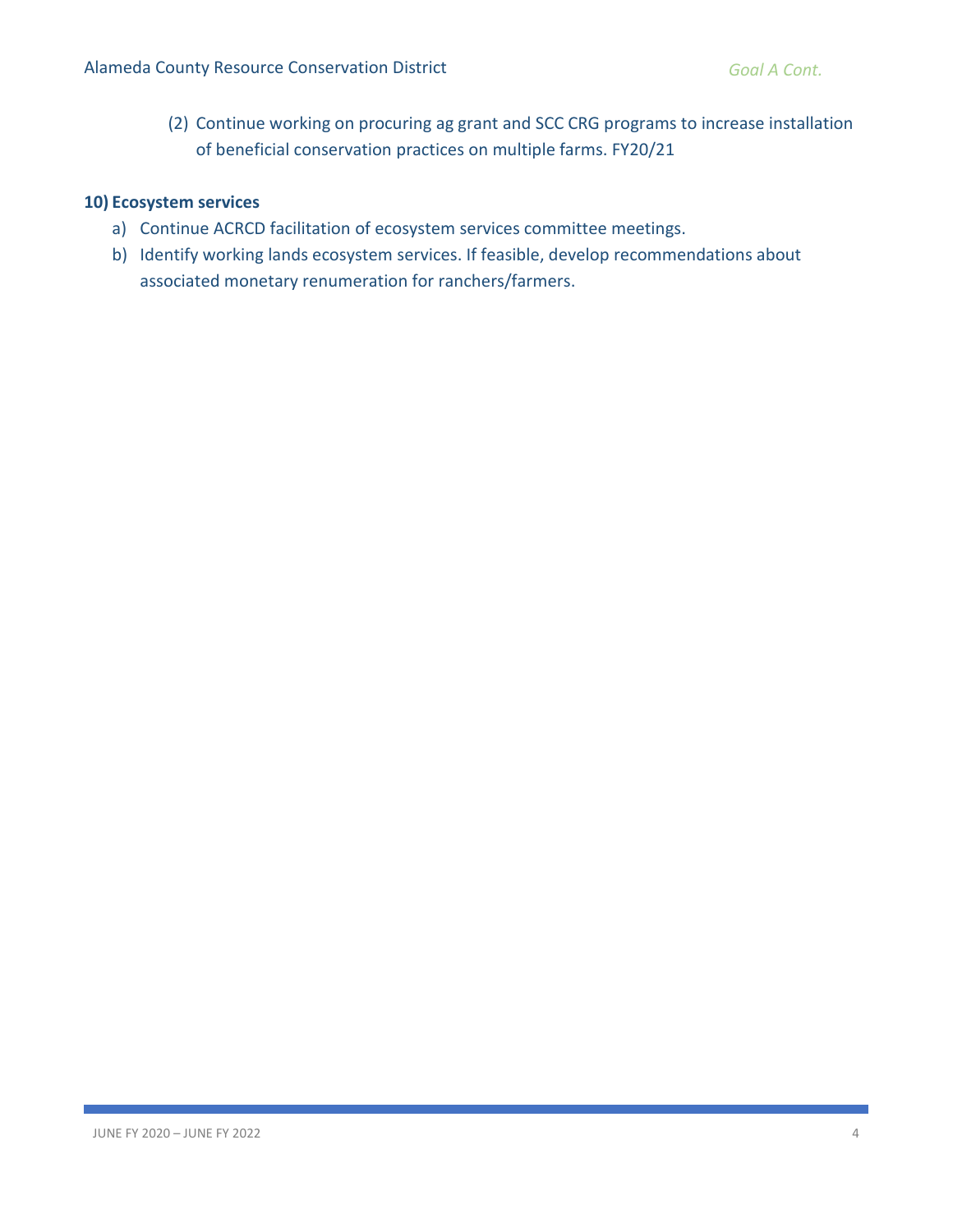(2) Continue working on procuring ag grant and SCC CRG programs to increase installation of beneficial conservation practices on multiple farms. FY20/21

**10) Ecosystem services**

a) Continue ACRCD facilitation of ecosystem services committee meetings.

b) Identify working lands ecosystem services. If feasible, develop recommendations about associated monetary renumeration for ranchers/farmers.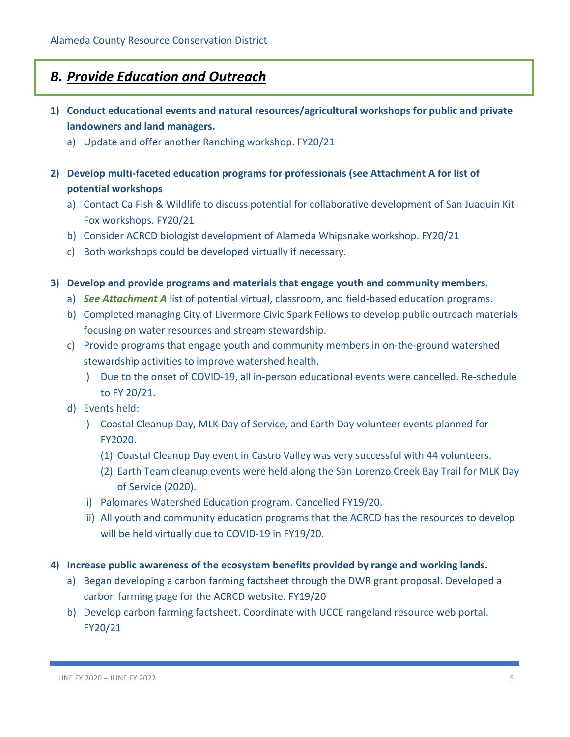## *B. Provide Education and Outreach*

1) **Conduct educational events and natural resources/agricultural workshops for public and private landowners and land managers.**
   a) Update and offer another Ranching workshop. FY20/21

2) **Develop multi-faceted education programs for professionals (see Attachment A for list of potential workshops**
   a) Contact Ca Fish & Wildlife to discuss potential for collaborative development of San Juaquin Kit Fox workshops. FY20/21
   b) Consider ACRCD biologist development of Alameda Whipsnake workshop. FY20/21
   c) Both workshops could be developed virtually if necessary.

3) **Develop and provide programs and materials that engage youth and community members.**
   a) ***See Attachment A*** list of potential virtual, classroom, and field-based education programs.
   b) Completed managing City of Livermore Civic Spark Fellows to develop public outreach materials focusing on water resources and stream stewardship.
   c) Provide programs that engage youth and community members in on-the-ground watershed stewardship activities to improve watershed health.
      i) Due to the onset of COVID-19, all in-person educational events were cancelled. Re-schedule to FY 20/21.
   d) Events held:
      i) Coastal Cleanup Day, MLK Day of Service, and Earth Day volunteer events planned for FY2020.
         (1) Coastal Cleanup Day event in Castro Valley was very successful with 44 volunteers.
         (2) Earth Team cleanup events were held along the San Lorenzo Creek Bay Trail for MLK Day of Service (2020).
      ii) Palomares Watershed Education program. Cancelled FY19/20.
      iii) All youth and community education programs that the ACRCD has the resources to develop will be held virtually due to COVID-19 in FY19/20.

4) **Increase public awareness of the ecosystem benefits provided by range and working lands.**
   a) Began developing a carbon farming factsheet through the DWR grant proposal. Developed a carbon farming page for the ACRCD website. FY19/20
   b) Develop carbon farming factsheet. Coordinate with UCCE rangeland resource web portal. FY20/21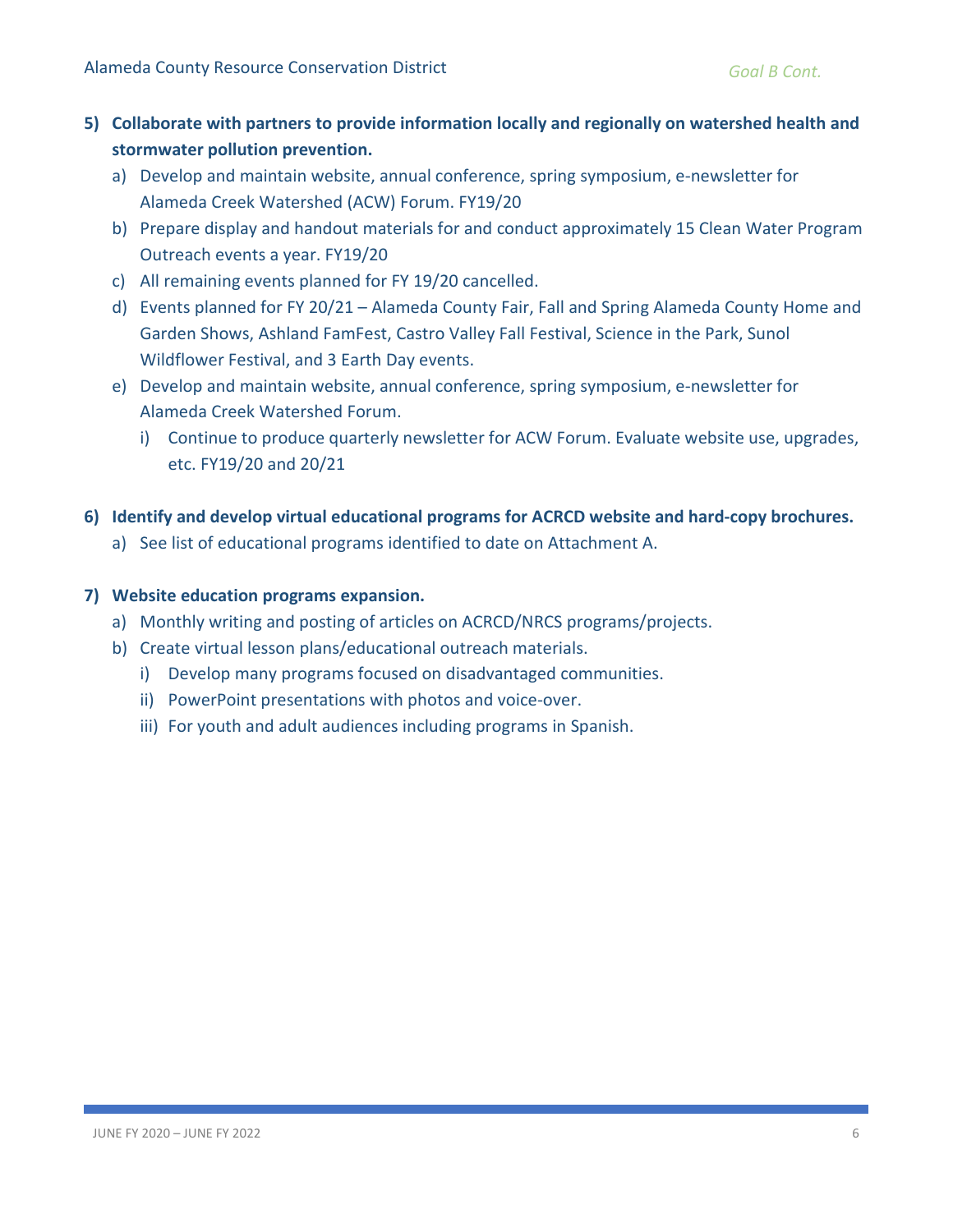5) **Collaborate with partners to provide information locally and regionally on watershed health and stormwater pollution prevention.**
   a) Develop and maintain website, annual conference, spring symposium, e-newsletter for Alameda Creek Watershed (ACW) Forum. FY19/20
   b) Prepare display and handout materials for and conduct approximately 15 Clean Water Program Outreach events a year. FY19/20
   c) All remaining events planned for FY 19/20 cancelled.
   d) Events planned for FY 20/21 – Alameda County Fair, Fall and Spring Alameda County Home and Garden Shows, Ashland FamFest, Castro Valley Fall Festival, Science in the Park, Sunol Wildflower Festival, and 3 Earth Day events.
   e) Develop and maintain website, annual conference, spring symposium, e-newsletter for Alameda Creek Watershed Forum.
      i) Continue to produce quarterly newsletter for ACW Forum. Evaluate website use, upgrades, etc. FY19/20 and 20/21

6) **Identify and develop virtual educational programs for ACRCD website and hard-copy brochures.**
   a) See list of educational programs identified to date on Attachment A.

7) **Website education programs expansion.**
   a) Monthly writing and posting of articles on ACRCD/NRCS programs/projects.
   b) Create virtual lesson plans/educational outreach materials.
      i) Develop many programs focused on disadvantaged communities.
      ii) PowerPoint presentations with photos and voice-over.
      iii) For youth and adult audiences including programs in Spanish.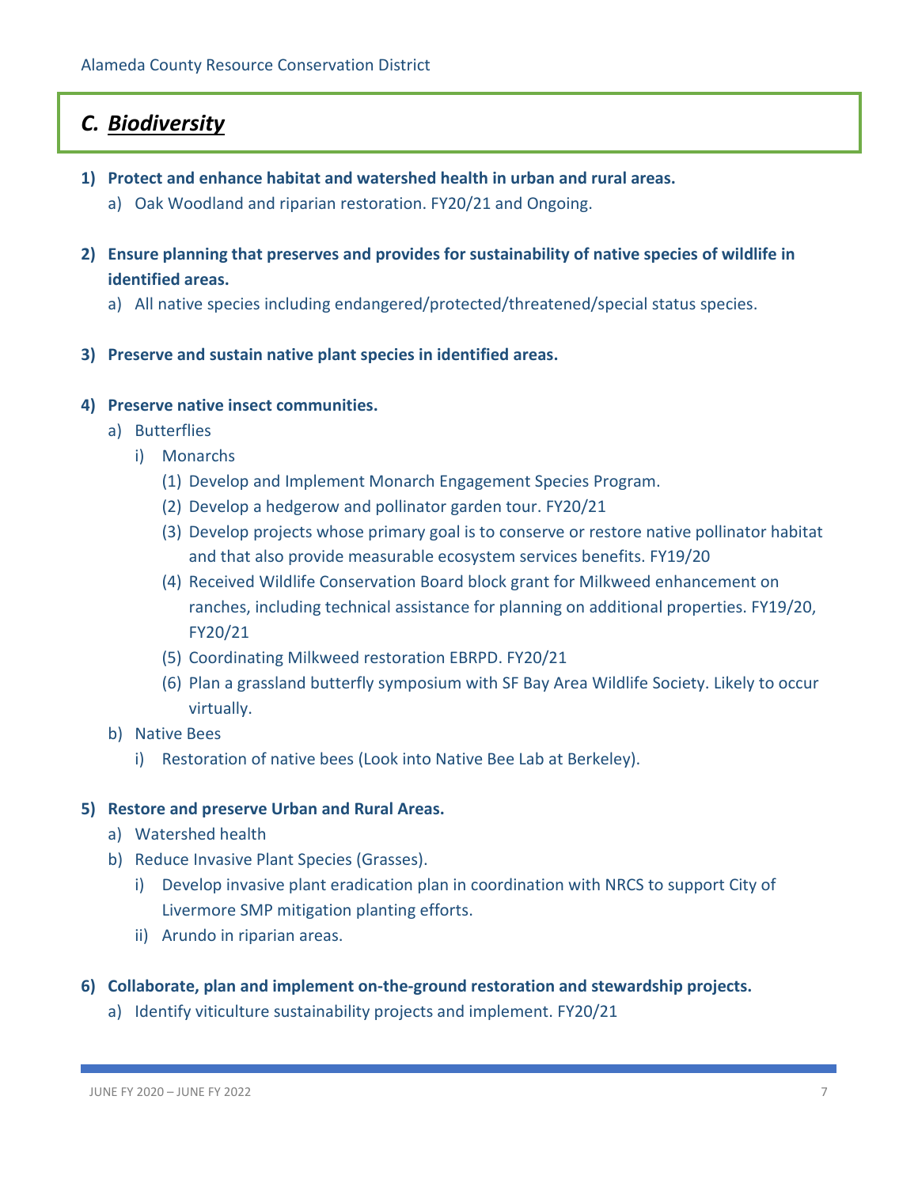## *C. Biodiversity*

1) **Protect and enhance habitat and watershed health in urban and rural areas.**
   a) Oak Woodland and riparian restoration. FY20/21 and Ongoing.

2) **Ensure planning that preserves and provides for sustainability of native species of wildlife in identified areas.**
   a) All native species including endangered/protected/threatened/special status species.

3) **Preserve and sustain native plant species in identified areas.**

4) **Preserve native insect communities.**
   a) Butterflies
      i) Monarchs
         (1) Develop and Implement Monarch Engagement Species Program.
         (2) Develop a hedgerow and pollinator garden tour. FY20/21
         (3) Develop projects whose primary goal is to conserve or restore native pollinator habitat and that also provide measurable ecosystem services benefits. FY19/20
         (4) Received Wildlife Conservation Board block grant for Milkweed enhancement on ranches, including technical assistance for planning on additional properties. FY19/20, FY20/21
         (5) Coordinating Milkweed restoration EBRPD. FY20/21
         (6) Plan a grassland butterfly symposium with SF Bay Area Wildlife Society. Likely to occur virtually.
   b) Native Bees
      i) Restoration of native bees (Look into Native Bee Lab at Berkeley).

5) **Restore and preserve Urban and Rural Areas.**
   a) Watershed health
   b) Reduce Invasive Plant Species (Grasses).
      i) Develop invasive plant eradication plan in coordination with NRCS to support City of Livermore SMP mitigation planting efforts.
      ii) Arundo in riparian areas.

6) **Collaborate, plan and implement on-the-ground restoration and stewardship projects.**
   a) Identify viticulture sustainability projects and implement. FY20/21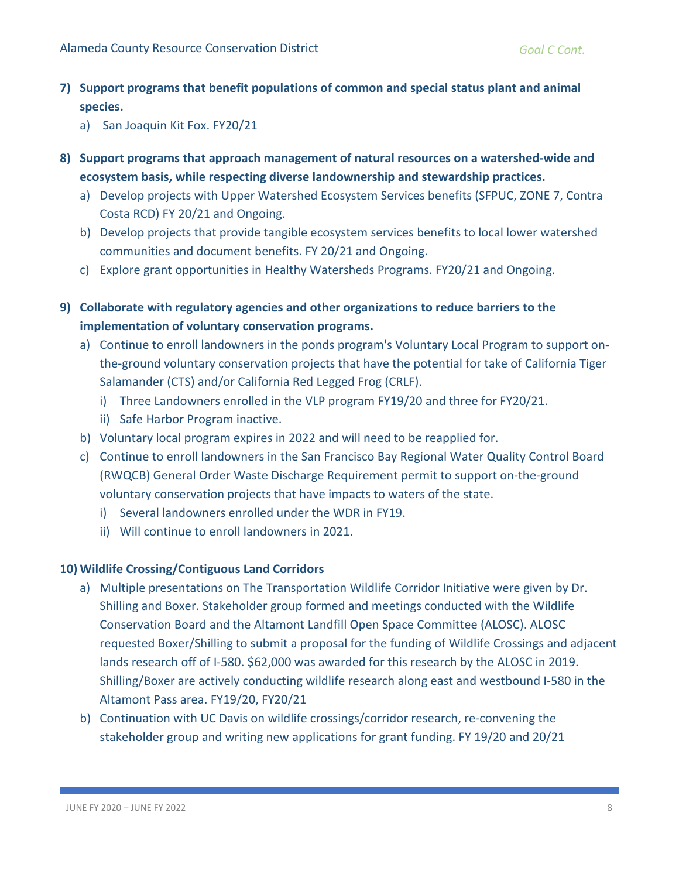*Goal C Cont.*

7) **Support programs that benefit populations of common and special status plant and animal species.**
   a) San Joaquin Kit Fox. FY20/21

8) **Support programs that approach management of natural resources on a watershed-wide and ecosystem basis, while respecting diverse landownership and stewardship practices.**
   a) Develop projects with Upper Watershed Ecosystem Services benefits (SFPUC, ZONE 7, Contra Costa RCD) FY 20/21 and Ongoing.
   b) Develop projects that provide tangible ecosystem services benefits to local lower watershed communities and document benefits. FY 20/21 and Ongoing.
   c) Explore grant opportunities in Healthy Watersheds Programs. FY20/21 and Ongoing.

9) **Collaborate with regulatory agencies and other organizations to reduce barriers to the implementation of voluntary conservation programs.**
   a) Continue to enroll landowners in the ponds program's Voluntary Local Program to support on-the-ground voluntary conservation projects that have the potential for take of California Tiger Salamander (CTS) and/or California Red Legged Frog (CRLF).
      i) Three Landowners enrolled in the VLP program FY19/20 and three for FY20/21.
      ii) Safe Harbor Program inactive.
   b) Voluntary local program expires in 2022 and will need to be reapplied for.
   c) Continue to enroll landowners in the San Francisco Bay Regional Water Quality Control Board (RWQCB) General Order Waste Discharge Requirement permit to support on-the-ground voluntary conservation projects that have impacts to waters of the state.
      i) Several landowners enrolled under the WDR in FY19.
      ii) Will continue to enroll landowners in 2021.

10) **Wildlife Crossing/Contiguous Land Corridors**
   a) Multiple presentations on The Transportation Wildlife Corridor Initiative were given by Dr. Shilling and Boxer. Stakeholder group formed and meetings conducted with the Wildlife Conservation Board and the Altamont Landfill Open Space Committee (ALOSC). ALOSC requested Boxer/Shilling to submit a proposal for the funding of Wildlife Crossings and adjacent lands research off of I-580. $62,000 was awarded for this research by the ALOSC in 2019. Shilling/Boxer are actively conducting wildlife research along east and westbound I-580 in the Altamont Pass area. FY19/20, FY20/21
   b) Continuation with UC Davis on wildlife crossings/corridor research, re-convening the stakeholder group and writing new applications for grant funding. FY 19/20 and 20/21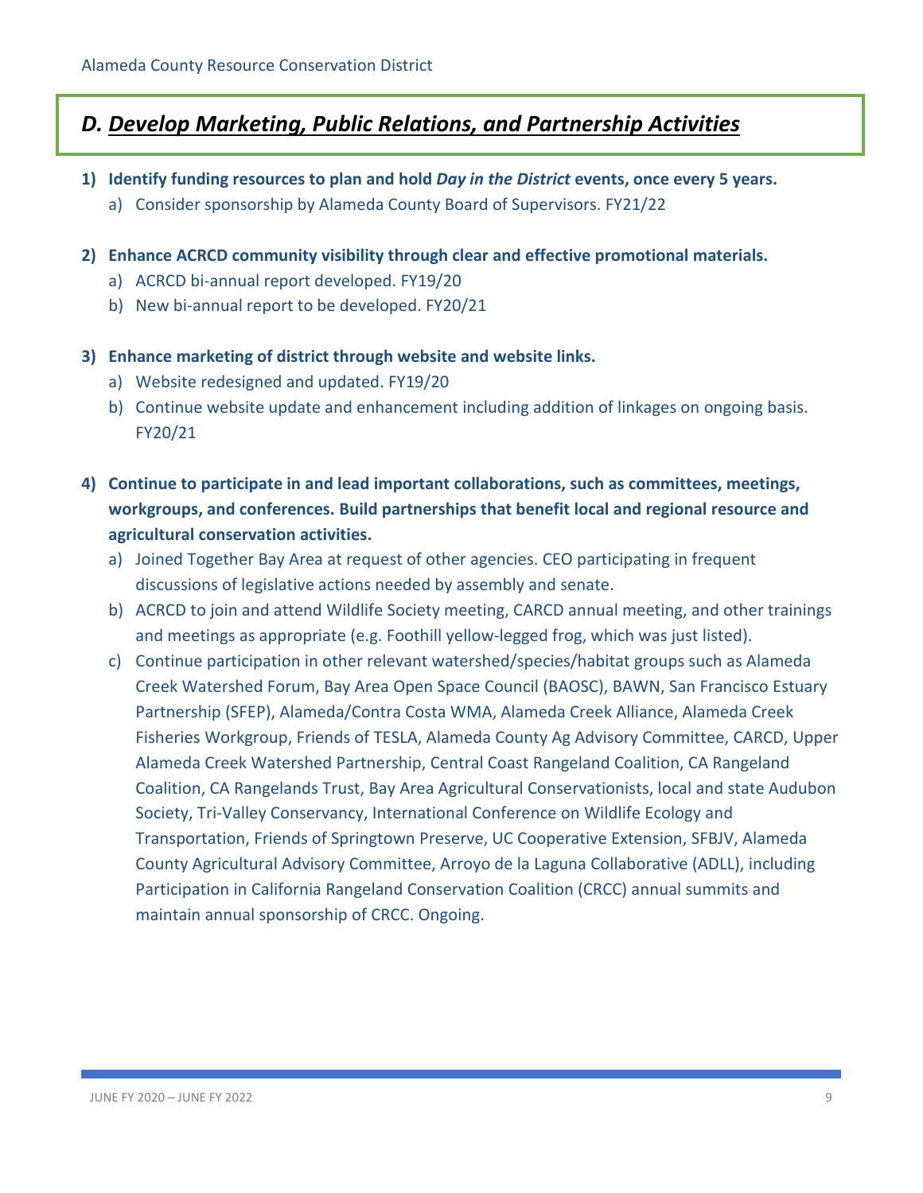## *D. Develop Marketing, Public Relations, and Partnership Activities*

1) **Identify funding resources to plan and hold *Day in the District* events, once every 5 years.**
   a) Consider sponsorship by Alameda County Board of Supervisors. FY21/22

2) **Enhance ACRCD community visibility through clear and effective promotional materials.**
   a) ACRCD bi-annual report developed. FY19/20
   b) New bi-annual report to be developed. FY20/21

3) **Enhance marketing of district through website and website links.**
   a) Website redesigned and updated. FY19/20
   b) Continue website update and enhancement including addition of linkages on ongoing basis. FY20/21

4) **Continue to participate in and lead important collaborations, such as committees, meetings, workgroups, and conferences. Build partnerships that benefit local and regional resource and agricultural conservation activities.**
   a) Joined Together Bay Area at request of other agencies. CEO participating in frequent discussions of legislative actions needed by assembly and senate.
   b) ACRCD to join and attend Wildlife Society meeting, CARCD annual meeting, and other trainings and meetings as appropriate (e.g. Foothill yellow-legged frog, which was just listed).
   c) Continue participation in other relevant watershed/species/habitat groups such as Alameda Creek Watershed Forum, Bay Area Open Space Council (BAOSC), BAWN, San Francisco Estuary Partnership (SFEP), Alameda/Contra Costa WMA, Alameda Creek Alliance, Alameda Creek Fisheries Workgroup, Friends of TESLA, Alameda County Ag Advisory Committee, CARCD, Upper Alameda Creek Watershed Partnership, Central Coast Rangeland Coalition, CA Rangeland Coalition, CA Rangelands Trust, Bay Area Agricultural Conservationists, local and state Audubon Society, Tri-Valley Conservancy, International Conference on Wildlife Ecology and Transportation, Friends of Springtown Preserve, UC Cooperative Extension, SFBJV, Alameda County Agricultural Advisory Committee, Arroyo de la Laguna Collaborative (ADLL), including Participation in California Rangeland Conservation Coalition (CRCC) annual summits and maintain annual sponsorship of CRCC. Ongoing.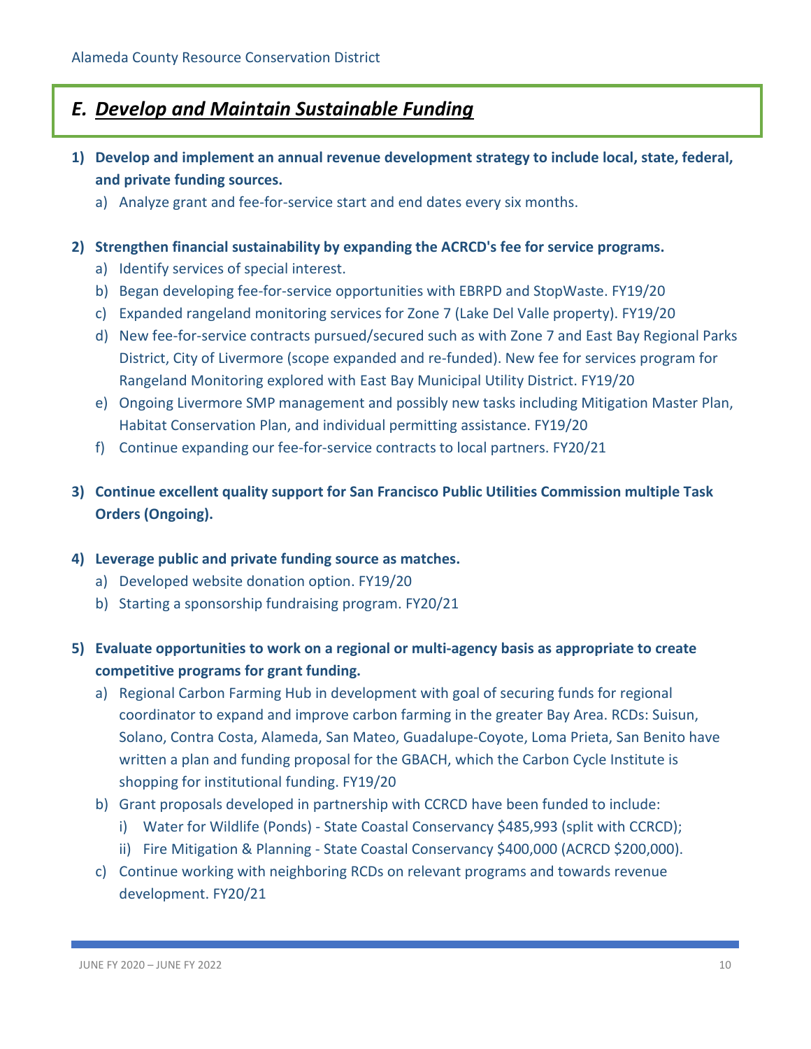## *E. Develop and Maintain Sustainable Funding*

1) **Develop and implement an annual revenue development strategy to include local, state, federal, and private funding sources.**
    a) Analyze grant and fee-for-service start and end dates every six months.

2) **Strengthen financial sustainability by expanding the ACRCD's fee for service programs.**
    a) Identify services of special interest.
    b) Began developing fee-for-service opportunities with EBRPD and StopWaste. FY19/20
    c) Expanded rangeland monitoring services for Zone 7 (Lake Del Valle property). FY19/20
    d) New fee-for-service contracts pursued/secured such as with Zone 7 and East Bay Regional Parks District, City of Livermore (scope expanded and re-funded). New fee for services program for Rangeland Monitoring explored with East Bay Municipal Utility District. FY19/20
    e) Ongoing Livermore SMP management and possibly new tasks including Mitigation Master Plan, Habitat Conservation Plan, and individual permitting assistance. FY19/20
    f) Continue expanding our fee-for-service contracts to local partners. FY20/21

3) **Continue excellent quality support for San Francisco Public Utilities Commission multiple Task Orders (Ongoing).**

4) **Leverage public and private funding source as matches.**
    a) Developed website donation option. FY19/20
    b) Starting a sponsorship fundraising program. FY20/21

5) **Evaluate opportunities to work on a regional or multi-agency basis as appropriate to create competitive programs for grant funding.**
    a) Regional Carbon Farming Hub in development with goal of securing funds for regional coordinator to expand and improve carbon farming in the greater Bay Area. RCDs: Suisun, Solano, Contra Costa, Alameda, San Mateo, Guadalupe-Coyote, Loma Prieta, San Benito have written a plan and funding proposal for the GBACH, which the Carbon Cycle Institute is shopping for institutional funding. FY19/20
    b) Grant proposals developed in partnership with CCRCD have been funded to include:
        i) Water for Wildlife (Ponds) - State Coastal Conservancy $485,993 (split with CCRCD);
        ii) Fire Mitigation & Planning - State Coastal Conservancy $400,000 (ACRCD $200,000).
    c) Continue working with neighboring RCDs on relevant programs and towards revenue development. FY20/21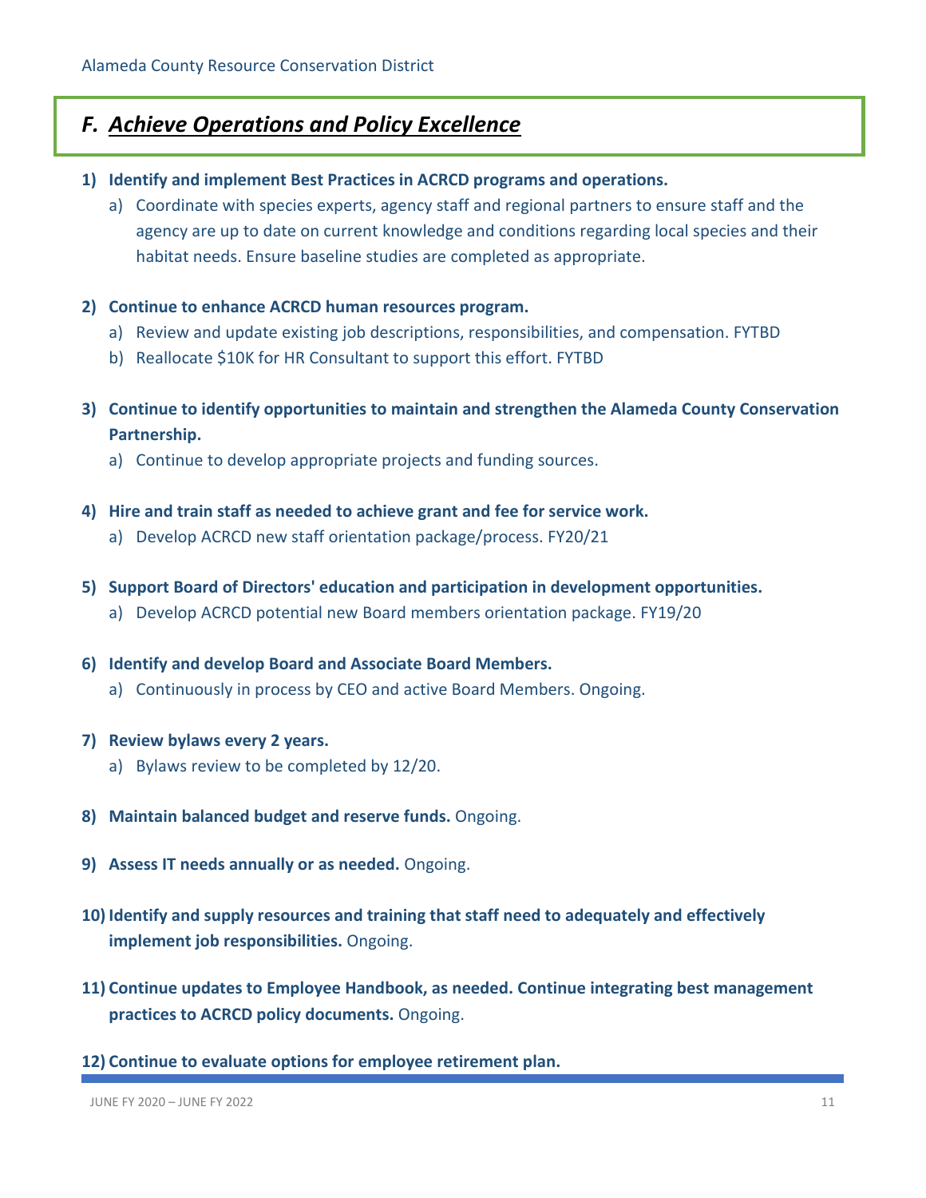## F. ***Achieve Operations and Policy Excellence***

1) **Identify and implement Best Practices in ACRCD programs and operations.**
    a) Coordinate with species experts, agency staff and regional partners to ensure staff and the agency are up to date on current knowledge and conditions regarding local species and their habitat needs. Ensure baseline studies are completed as appropriate.

2) **Continue to enhance ACRCD human resources program.**
    a) Review and update existing job descriptions, responsibilities, and compensation. FYTBD
    b) Reallocate $10K for HR Consultant to support this effort. FYTBD

3) **Continue to identify opportunities to maintain and strengthen the Alameda County Conservation Partnership.**
    a) Continue to develop appropriate projects and funding sources.

4) **Hire and train staff as needed to achieve grant and fee for service work.**
    a) Develop ACRCD new staff orientation package/process. FY20/21

5) **Support Board of Directors' education and participation in development opportunities.**
    a) Develop ACRCD potential new Board members orientation package. FY19/20

6) **Identify and develop Board and Associate Board Members.**
    a) Continuously in process by CEO and active Board Members. Ongoing.

7) **Review bylaws every 2 years.**
    a) Bylaws review to be completed by 12/20.

8) **Maintain balanced budget and reserve funds.** Ongoing.

9) **Assess IT needs annually or as needed.** Ongoing.

10) **Identify and supply resources and training that staff need to adequately and effectively implement job responsibilities.** Ongoing.

11) **Continue updates to Employee Handbook, as needed. Continue integrating best management practices to ACRCD policy documents.** Ongoing.

12) **Continue to evaluate options for employee retirement plan.**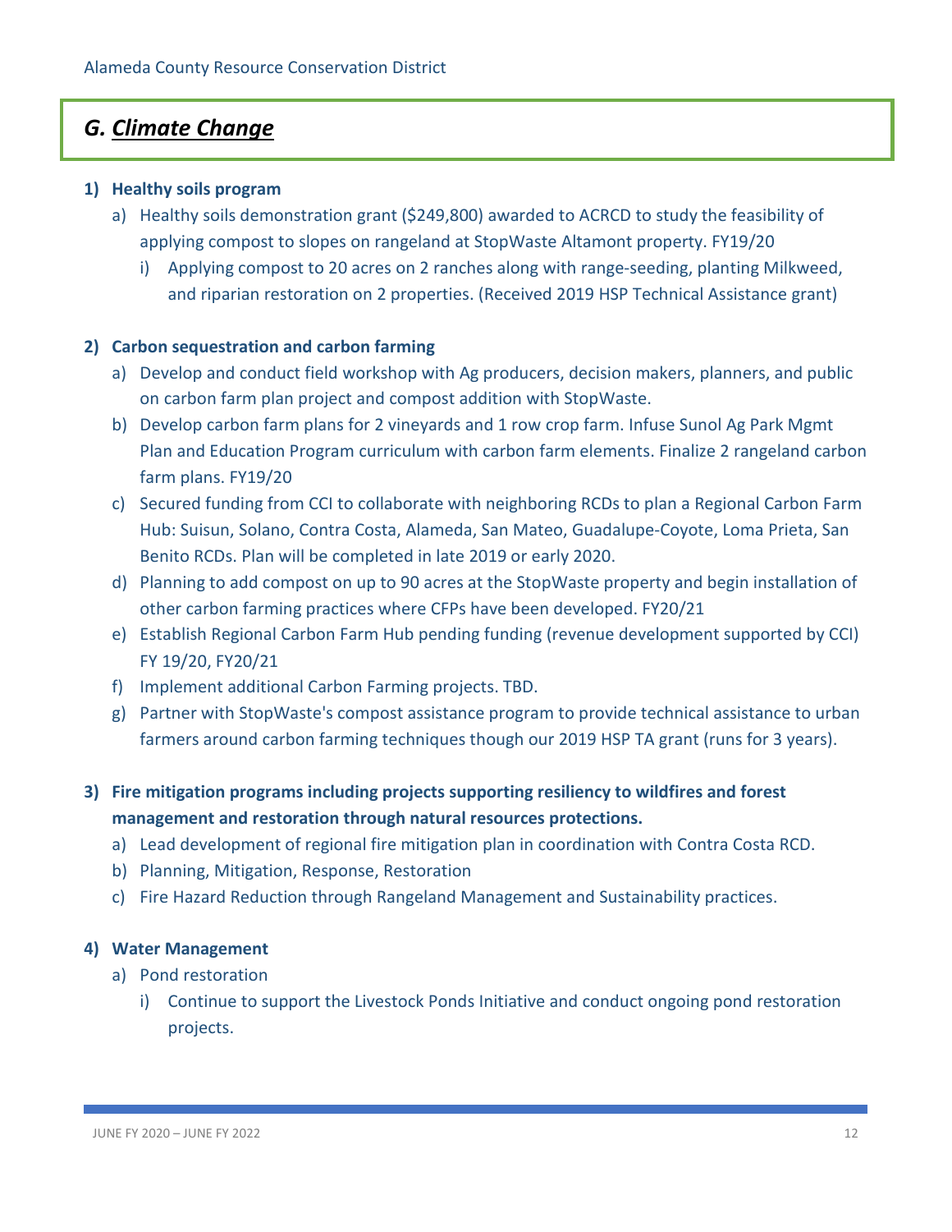## *G. Climate Change*

1) **Healthy soils program**
   a) Healthy soils demonstration grant ($249,800) awarded to ACRCD to study the feasibility of applying compost to slopes on rangeland at StopWaste Altamont property. FY19/20
      i) Applying compost to 20 acres on 2 ranches along with range-seeding, planting Milkweed, and riparian restoration on 2 properties. (Received 2019 HSP Technical Assistance grant)

2) **Carbon sequestration and carbon farming**
   a) Develop and conduct field workshop with Ag producers, decision makers, planners, and public on carbon farm plan project and compost addition with StopWaste.
   b) Develop carbon farm plans for 2 vineyards and 1 row crop farm. Infuse Sunol Ag Park Mgmt Plan and Education Program curriculum with carbon farm elements. Finalize 2 rangeland carbon farm plans. FY19/20
   c) Secured funding from CCI to collaborate with neighboring RCDs to plan a Regional Carbon Farm Hub: Suisun, Solano, Contra Costa, Alameda, San Mateo, Guadalupe-Coyote, Loma Prieta, San Benito RCDs. Plan will be completed in late 2019 or early 2020.
   d) Planning to add compost on up to 90 acres at the StopWaste property and begin installation of other carbon farming practices where CFPs have been developed. FY20/21
   e) Establish Regional Carbon Farm Hub pending funding (revenue development supported by CCI) FY 19/20, FY20/21
   f) Implement additional Carbon Farming projects. TBD.
   g) Partner with StopWaste's compost assistance program to provide technical assistance to urban farmers around carbon farming techniques though our 2019 HSP TA grant (runs for 3 years).

3) **Fire mitigation programs including projects supporting resiliency to wildfires and forest management and restoration through natural resources protections.**
   a) Lead development of regional fire mitigation plan in coordination with Contra Costa RCD.
   b) Planning, Mitigation, Response, Restoration
   c) Fire Hazard Reduction through Rangeland Management and Sustainability practices.

4) **Water Management**
   a) Pond restoration
      i) Continue to support the Livestock Ponds Initiative and conduct ongoing pond restoration projects.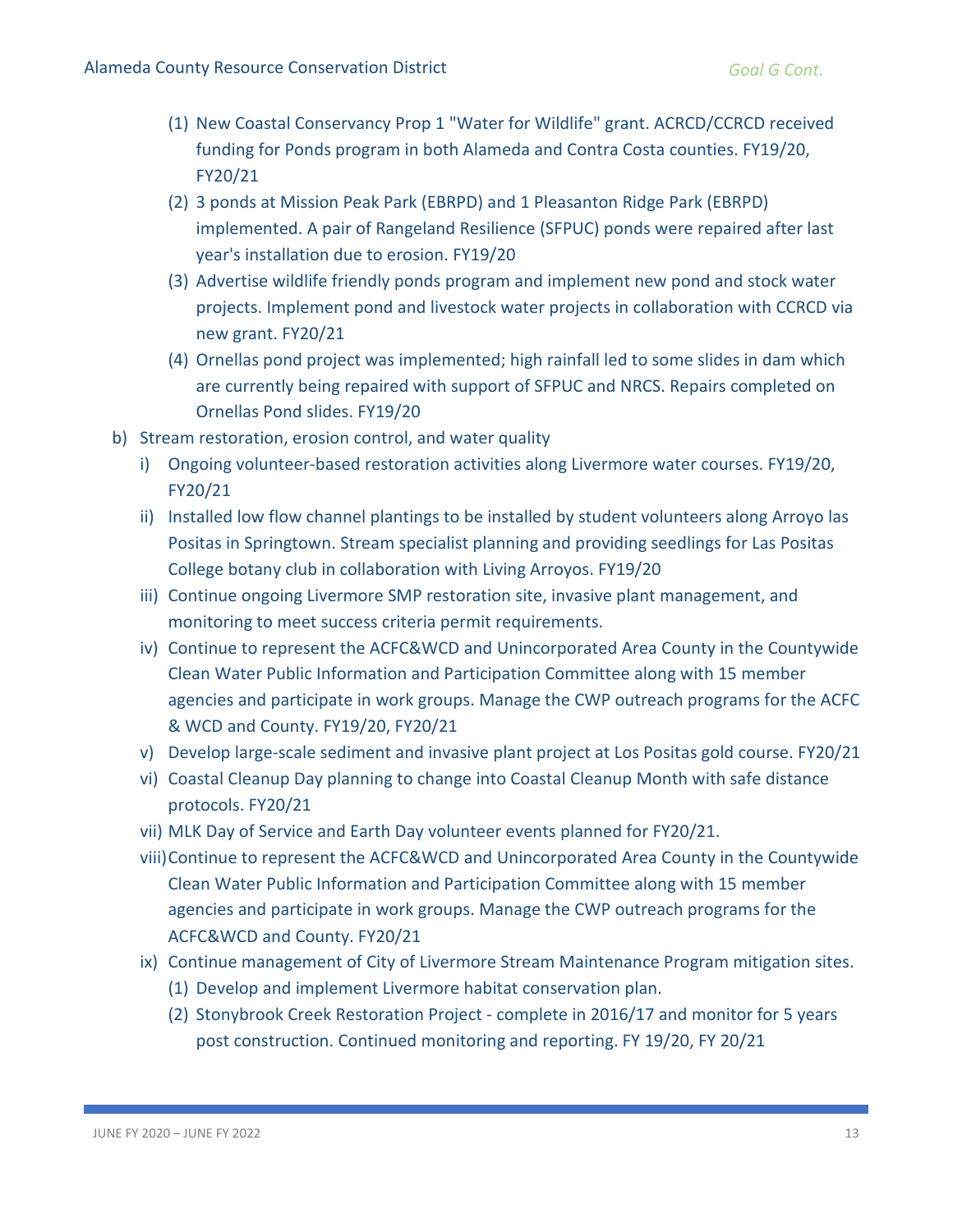(1) New Coastal Conservancy Prop 1 "Water for Wildlife" grant. ACRCD/CCRCD received funding for Ponds program in both Alameda and Contra Costa counties. FY19/20, FY20/21

(2) 3 ponds at Mission Peak Park (EBRPD) and 1 Pleasanton Ridge Park (EBRPD) implemented. A pair of Rangeland Resilience (SFPUC) ponds were repaired after last year's installation due to erosion. FY19/20

(3) Advertise wildlife friendly ponds program and implement new pond and stock water projects. Implement pond and livestock water projects in collaboration with CCRCD via new grant. FY20/21

(4) Ornellas pond project was implemented; high rainfall led to some slides in dam which are currently being repaired with support of SFPUC and NRCS. Repairs completed on Ornellas Pond slides. FY19/20

b) Stream restoration, erosion control, and water quality

i) Ongoing volunteer-based restoration activities along Livermore water courses. FY19/20, FY20/21

ii) Installed low flow channel plantings to be installed by student volunteers along Arroyo las Positas in Springtown. Stream specialist planning and providing seedlings for Las Positas College botany club in collaboration with Living Arroyos. FY19/20

iii) Continue ongoing Livermore SMP restoration site, invasive plant management, and monitoring to meet success criteria permit requirements.

iv) Continue to represent the ACFC&WCD and Unincorporated Area County in the Countywide Clean Water Public Information and Participation Committee along with 15 member agencies and participate in work groups. Manage the CWP outreach programs for the ACFC & WCD and County. FY19/20, FY20/21

v) Develop large-scale sediment and invasive plant project at Los Positas gold course. FY20/21

vi) Coastal Cleanup Day planning to change into Coastal Cleanup Month with safe distance protocols. FY20/21

vii) MLK Day of Service and Earth Day volunteer events planned for FY20/21.

viii) Continue to represent the ACFC&WCD and Unincorporated Area County in the Countywide Clean Water Public Information and Participation Committee along with 15 member agencies and participate in work groups. Manage the CWP outreach programs for the ACFC&WCD and County. FY20/21

ix) Continue management of City of Livermore Stream Maintenance Program mitigation sites.

(1) Develop and implement Livermore habitat conservation plan.

(2) Stonybrook Creek Restoration Project - complete in 2016/17 and monitor for 5 years post construction. Continued monitoring and reporting. FY 19/20, FY 20/21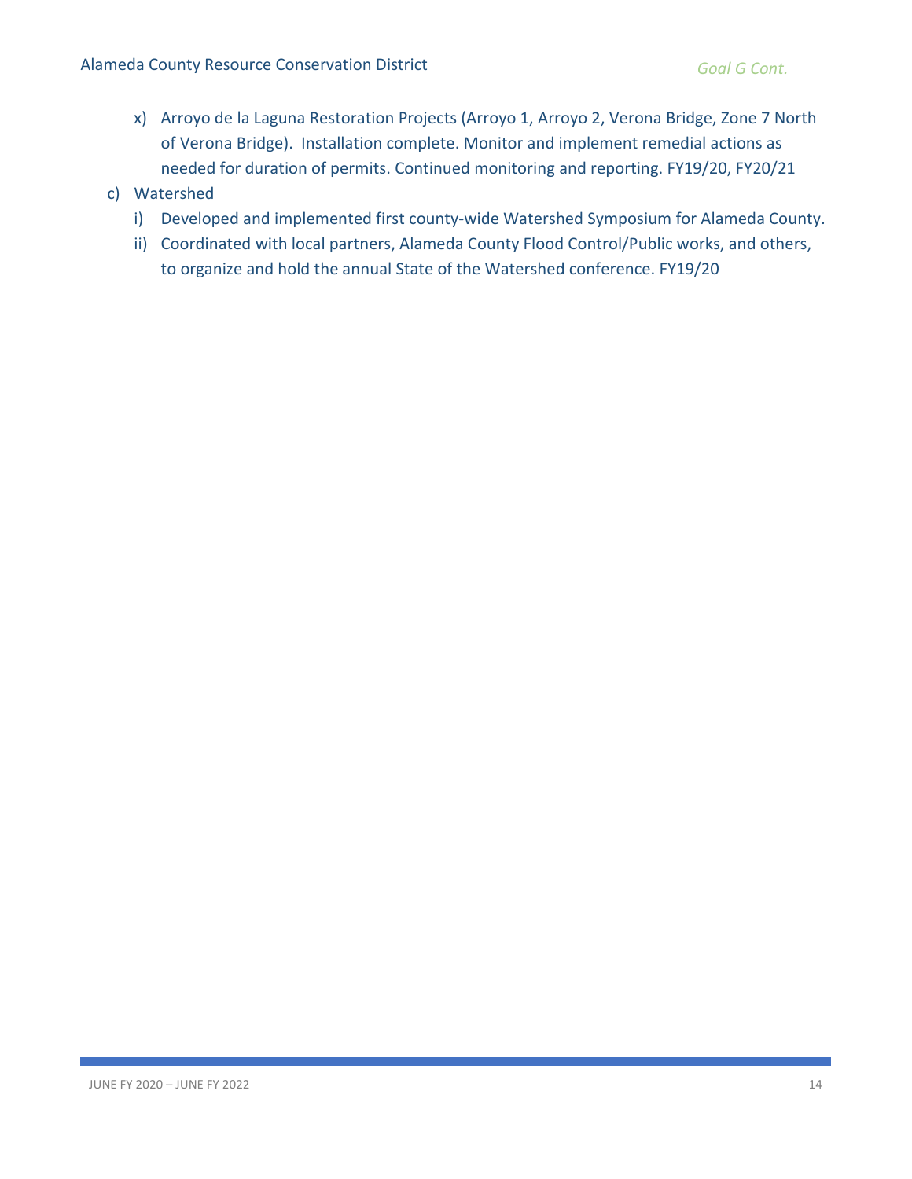x) Arroyo de la Laguna Restoration Projects (Arroyo 1, Arroyo 2, Verona Bridge, Zone 7 North of Verona Bridge). Installation complete. Monitor and implement remedial actions as needed for duration of permits. Continued monitoring and reporting. FY19/20, FY20/21

c) Watershed
   i) Developed and implemented first county-wide Watershed Symposium for Alameda County.
   ii) Coordinated with local partners, Alameda County Flood Control/Public works, and others, to organize and hold the annual State of the Watershed conference. FY19/20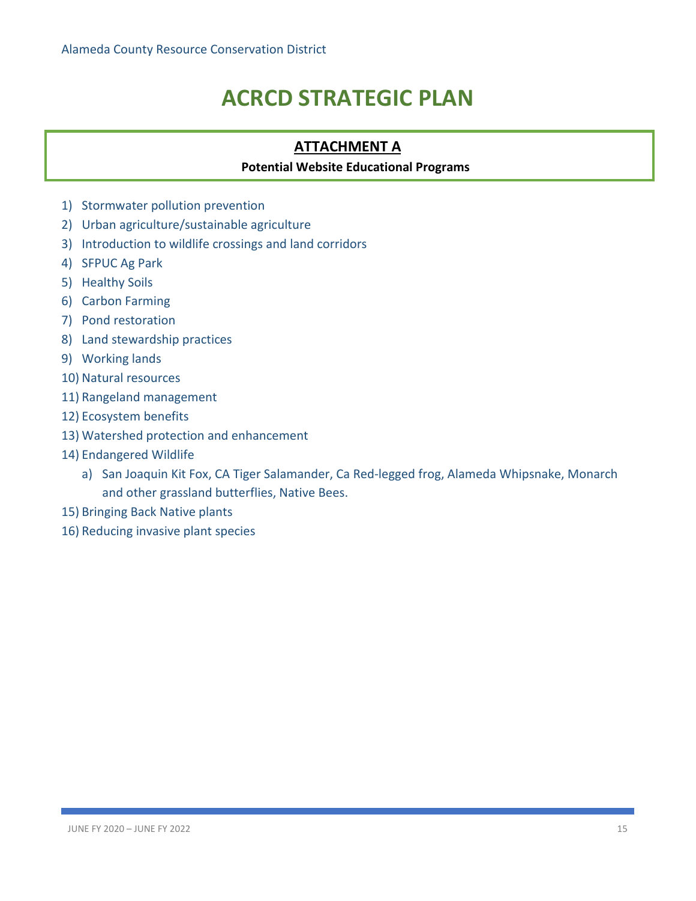# ACRCD STRATEGIC PLAN

## ATTACHMENT A

**Potential Website Educational Programs**

1) Stormwater pollution prevention
2) Urban agriculture/sustainable agriculture
3) Introduction to wildlife crossings and land corridors
4) SFPUC Ag Park
5) Healthy Soils
6) Carbon Farming
7) Pond restoration
8) Land stewardship practices
9) Working lands
10) Natural resources
11) Rangeland management
12) Ecosystem benefits
13) Watershed protection and enhancement
14) Endangered Wildlife
    a) San Joaquin Kit Fox, CA Tiger Salamander, Ca Red-legged frog, Alameda Whipsnake, Monarch and other grassland butterflies, Native Bees.
15) Bringing Back Native plants
16) Reducing invasive plant species